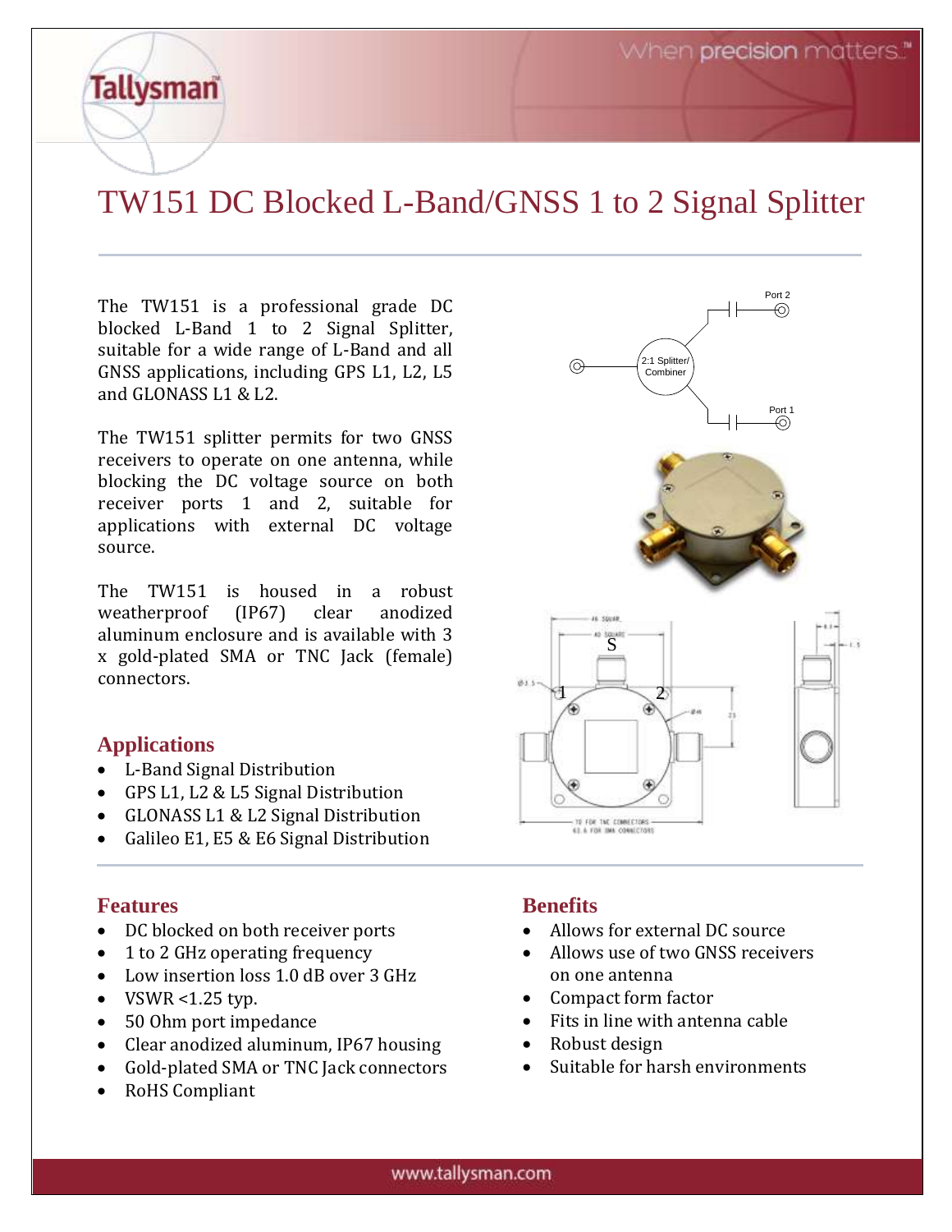# TW151 DC Blocked L-Band/GNSS 1 to 2 Signal Splitter

The TW151 is a professional grade DC blocked L-Band 1 to 2 Signal Splitter, suitable for a wide range of L-Band and all GNSS applications, including GPS L1, L2, L5 and GLONASS L1 & L2.

The TW151 splitter permits for two GNSS receivers to operate on one antenna, while blocking the DC voltage source on both receiver ports 1 and 2, suitable for applications with external DC voltage source.

The TW151 is housed in a robust weatherproof (IP67) clear anodized aluminum enclosure and is available with 3 x gold-plated SMA or TNC Jack (female) connectors.

## Applications

- L-Band Signal Distribution
- GPS L1, L2 & L5 Signal Distribution
- GLONASS L1 & L2 Signal Distribution
- Galileo E1, E5 & E6 Signal Distribution

## Features

- DC blocked on both receiver ports
- 1 to 2 GHz operating frequency
- Low insertion loss 1.0 dB over 3 GHz
- VSWR <1.25 typ.
- 50 Ohm port impedance
- Clear anodized aluminum, IP67 housing
- Gold-plated SMA or TNC Jack connectors
- RoHS Compliant

## Benefits

- Allows for external DC source
- Allows use of two GNSS receivers on one antenna
- Compact form factor
- Fits in line with antenna cable
- Robust design
- Suitable for harsh environments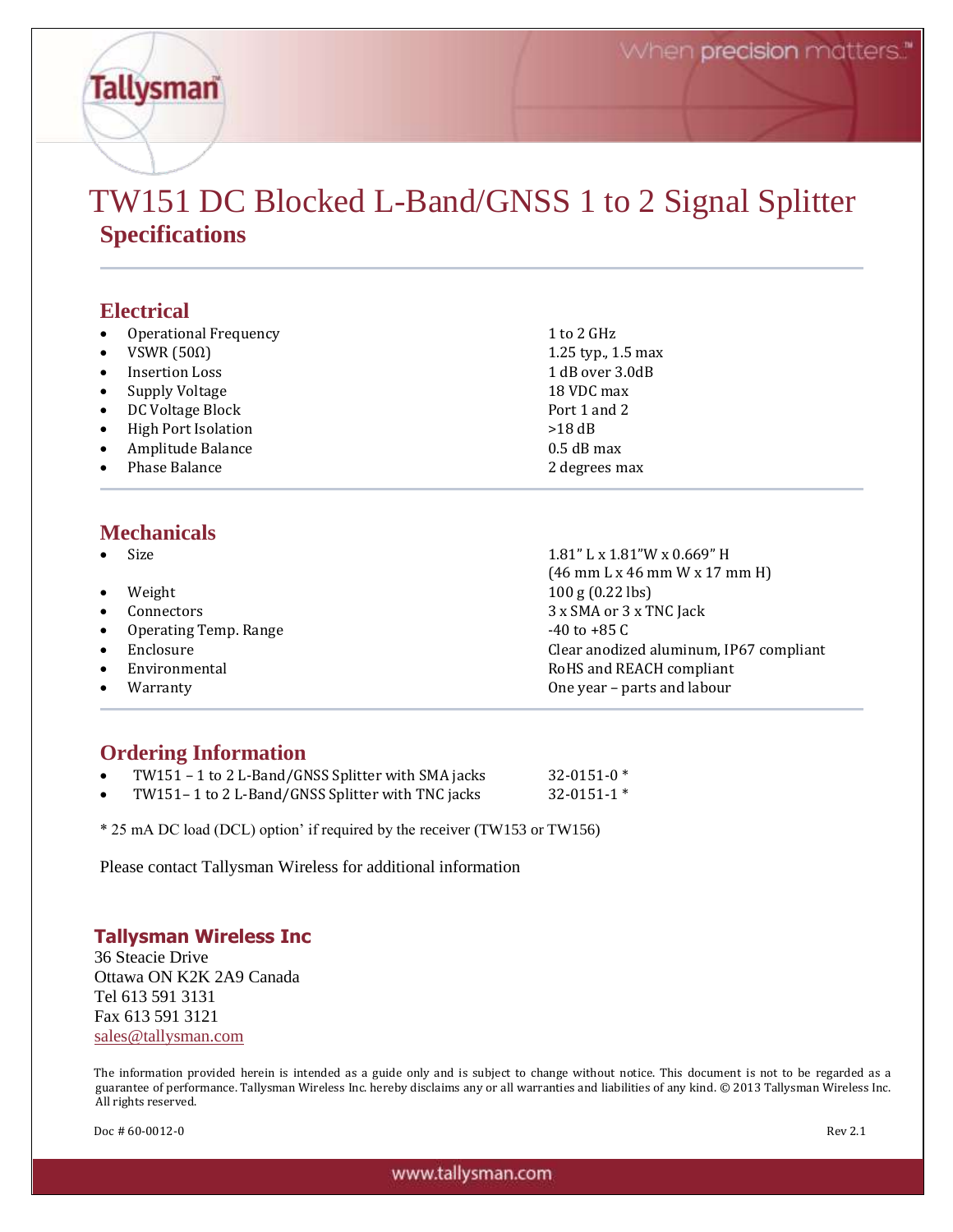# TW151 DC Blocked L-Band/GNSS 1 to 2 Signal Splitter

## Specifications

### Electrical

| | |
|---|---|
| • Operational Frequency | 1 to 2 GHz |
| • VSWR (50Ω) | 1.25 typ., 1.5 max |
| • Insertion Loss | 1 dB over 3.0dB |
| • Supply Voltage | 18 VDC max |
| • DC Voltage Block | Port 1 and 2 |
| • High Port Isolation | >18 dB |
| • Amplitude Balance | 0.5 dB max |
| • Phase Balance | 2 degrees max |

### Mechanicals

| | |
|---|---|
| • Size | 1.81" L x 1.81"W x 0.669" H (46 mm L x 46 mm W x 17 mm H) |
| • Weight | 100 g (0.22 lbs) |
| • Connectors | 3 x SMA or 3 x TNC Jack |
| • Operating Temp. Range | -40 to +85 C |
| • Enclosure | Clear anodized aluminum, IP67 compliant |
| • Environmental | RoHS and REACH compliant |
| • Warranty | One year – parts and labour |

### Ordering Information

| | |
|---|---|
| • TW151 – 1 to 2 L-Band/GNSS Splitter with SMA jacks | 32-0151-0 * |
| • TW151– 1 to 2 L-Band/GNSS Splitter with TNC jacks | 32-0151-1 * |

* 25 mA DC load (DCL) option' if required by the receiver (TW153 or TW156)

Please contact Tallysman Wireless for additional information

**Tallysman Wireless Inc**

36 Steacie Drive
Ottawa ON K2K 2A9 Canada
Tel 613 591 3131
Fax 613 591 3121
sales@tallysman.com

The information provided herein is intended as a guide only and is subject to change without notice. This document is not to be regarded as a guarantee of performance. Tallysman Wireless Inc. hereby disclaims any or all warranties and liabilities of any kind. © 2013 Tallysman Wireless Inc. All rights reserved.

Doc # 60-0012-0 Rev 2.1